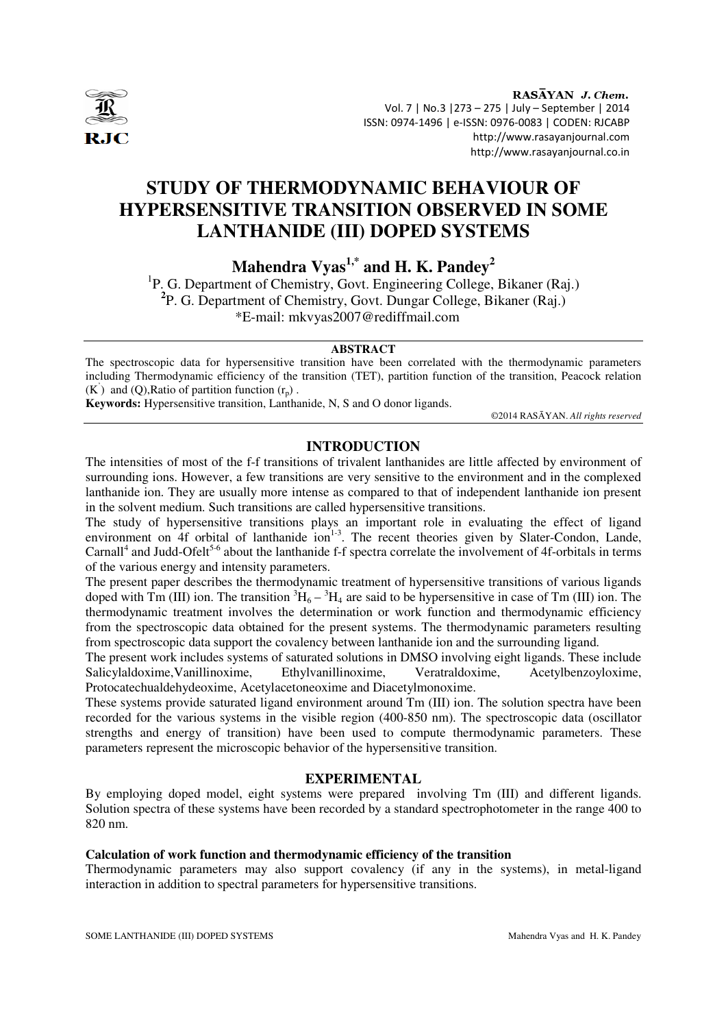# STUDY OF THERMODYNAMIC BEHAVIOUR OF HYPERSENSITIVE TRANSITION OBSERVED IN SOME LANTHANIDE (III) DOPED SYSTEMS

**Mahendra Vyas[1,*] and H. K. Pandey[2]**

[1]P. G. Department of Chemistry, Govt. Engineering College, Bikaner (Raj.)

[2]P. G. Department of Chemistry, Govt. Dungar College, Bikaner (Raj.)

*E-mail: mkvyas2007@rediffmail.com

## ABSTRACT

The spectroscopic data for hypersensitive transition have been correlated with the thermodynamic parameters including Thermodynamic efficiency of the transition (TET), partition function of the transition, Peacock relation ($K^{'}$) and (Q),Ratio of partition function ($r_p$) .

**Keywords:** Hypersensitive transition, Lanthanide, N, S and O donor ligands.

©2014 RASĀYAN. *All rights reserved*

## INTRODUCTION

The intensities of most of the f-f transitions of trivalent lanthanides are little affected by environment of surrounding ions. However, a few transitions are very sensitive to the environment and in the complexed lanthanide ion. They are usually more intense as compared to that of independent lanthanide ion present in the solvent medium. Such transitions are called hypersensitive transitions.

The study of hypersensitive transitions plays an important role in evaluating the effect of ligand environment on 4f orbital of lanthanide ion[1-3]. The recent theories given by Slater-Condon, Lande, Carnall[4] and Judd-Ofelt[5-6] about the lanthanide f-f spectra correlate the involvement of 4f-orbitals in terms of the various energy and intensity parameters.

The present paper describes the thermodynamic treatment of hypersensitive transitions of various ligands doped with Tm (III) ion. The transition $^3H_6 - {}^3H_4$ are said to be hypersensitive in case of Tm (III) ion. The thermodynamic treatment involves the determination or work function and thermodynamic efficiency from the spectroscopic data obtained for the present systems. The thermodynamic parameters resulting from spectroscopic data support the covalency between lanthanide ion and the surrounding ligand.

The present work includes systems of saturated solutions in DMSO involving eight ligands. These include Salicylaldoxime,Vanillinoxime, Ethylvanillinoxime, Veratraldoxime, Acetylbenzoyloxime, Protocatechualdehydeoxime, Acetylacetoneoxime and Diacetylmonoxime.

These systems provide saturated ligand environment around Tm (III) ion. The solution spectra have been recorded for the various systems in the visible region (400-850 nm). The spectroscopic data (oscillator strengths and energy of transition) have been used to compute thermodynamic parameters. These parameters represent the microscopic behavior of the hypersensitive transition.

## EXPERIMENTAL

By employing doped model, eight systems were prepared involving Tm (III) and different ligands. Solution spectra of these systems have been recorded by a standard spectrophotometer in the range 400 to 820 nm.

### Calculation of work function and thermodynamic efficiency of the transition

Thermodynamic parameters may also support covalency (if any in the systems), in metal-ligand interaction in addition to spectral parameters for hypersensitive transitions.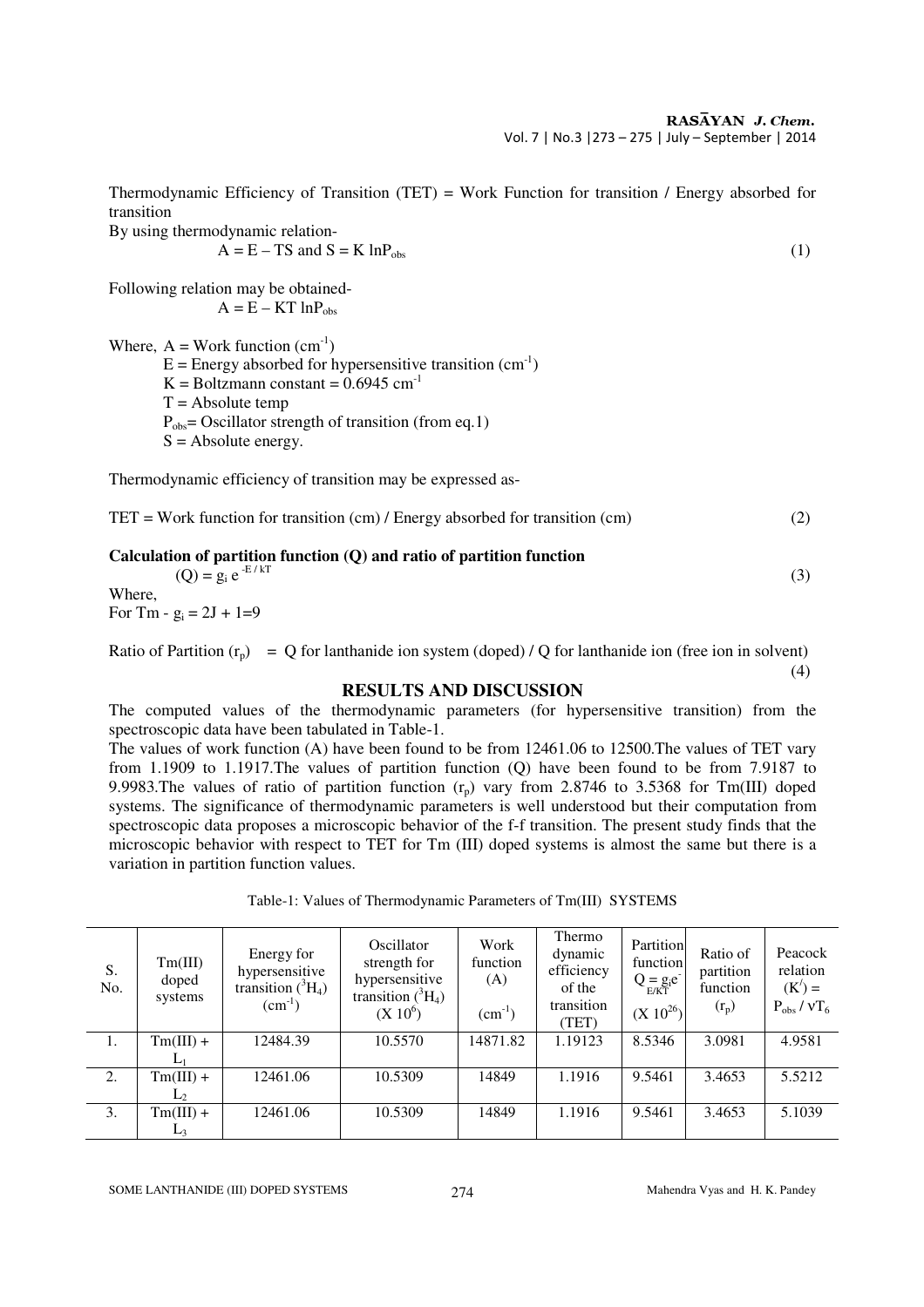Thermodynamic Efficiency of Transition (TET) = Work Function for transition / Energy absorbed for transition

By using thermodynamic relation-

$$A = E - TS \text{ and } S = K \ln P_{obs} \quad (1)$$

Following relation may be obtained-

$$A = E - KT \ln P_{obs}$$

Where, A = Work function ($cm^{-1}$)

E = Energy absorbed for hypersensitive transition ($cm^{-1}$)

K = Boltzmann constant = 0.6945 $cm^{-1}$

T = Absolute temp

$P_{obs}$= Oscillator strength of transition (from eq.1)

S = Absolute energy.

Thermodynamic efficiency of transition may be expressed as-

TET = Work function for transition (cm) / Energy absorbed for transition (cm) (2)

**Calculation of partition function (Q) and ratio of partition function**

$$(Q) = g_i e^{-E/kT} \quad (3)$$

Where,

For Tm - $g_i = 2J + 1 = 9$

Ratio of Partition ($r_p$) = Q for lanthanide ion system (doped) / Q for lanthanide ion (free ion in solvent) (4)

## RESULTS AND DISCUSSION

The computed values of the thermodynamic parameters (for hypersensitive transition) from the spectroscopic data have been tabulated in Table-1.

The values of work function (A) have been found to be from 12461.06 to 12500.The values of TET vary from 1.1909 to 1.1917.The values of partition function (Q) have been found to be from 7.9187 to 9.9983.The values of ratio of partition function ($r_p$) vary from 2.8746 to 3.5368 for Tm(III) doped systems. The significance of thermodynamic parameters is well understood but their computation from spectroscopic data proposes a microscopic behavior of the f-f transition. The present study finds that the microscopic behavior with respect to TET for Tm (III) doped systems is almost the same but there is a variation in partition function values.

Table-1: Values of Thermodynamic Parameters of Tm(III) SYSTEMS

| S. No. | Tm(III) doped systems | Energy for hypersensitive transition ($^3H_4$) ($cm^{-1}$) | Oscillator strength for hypersensitive transition ($^3H_4$) (X $10^6$) | Work function (A) ($cm^{-1}$) | Thermo dynamic efficiency of the transition (TET) | Partition function $Q = g_i e^{-E/KT}$ (X $10^{26}$) | Ratio of partition function ($r_p$) | Peacock relation ($K'$) = $P_{obs} / \nu T_6$ |
|---|---|---|---|---|---|---|---|---|
| 1. | Tm(III) + $L_1$ | 12484.39 | 10.5570 | 14871.82 | 1.19123 | 8.5346 | 3.0981 | 4.9581 |
| 2. | Tm(III) + $L_2$ | 12461.06 | 10.5309 | 14849 | 1.1916 | 9.5461 | 3.4653 | 5.5212 |
| 3. | Tm(III) + $L_3$ | 12461.06 | 10.5309 | 14849 | 1.1916 | 9.5461 | 3.4653 | 5.1039 |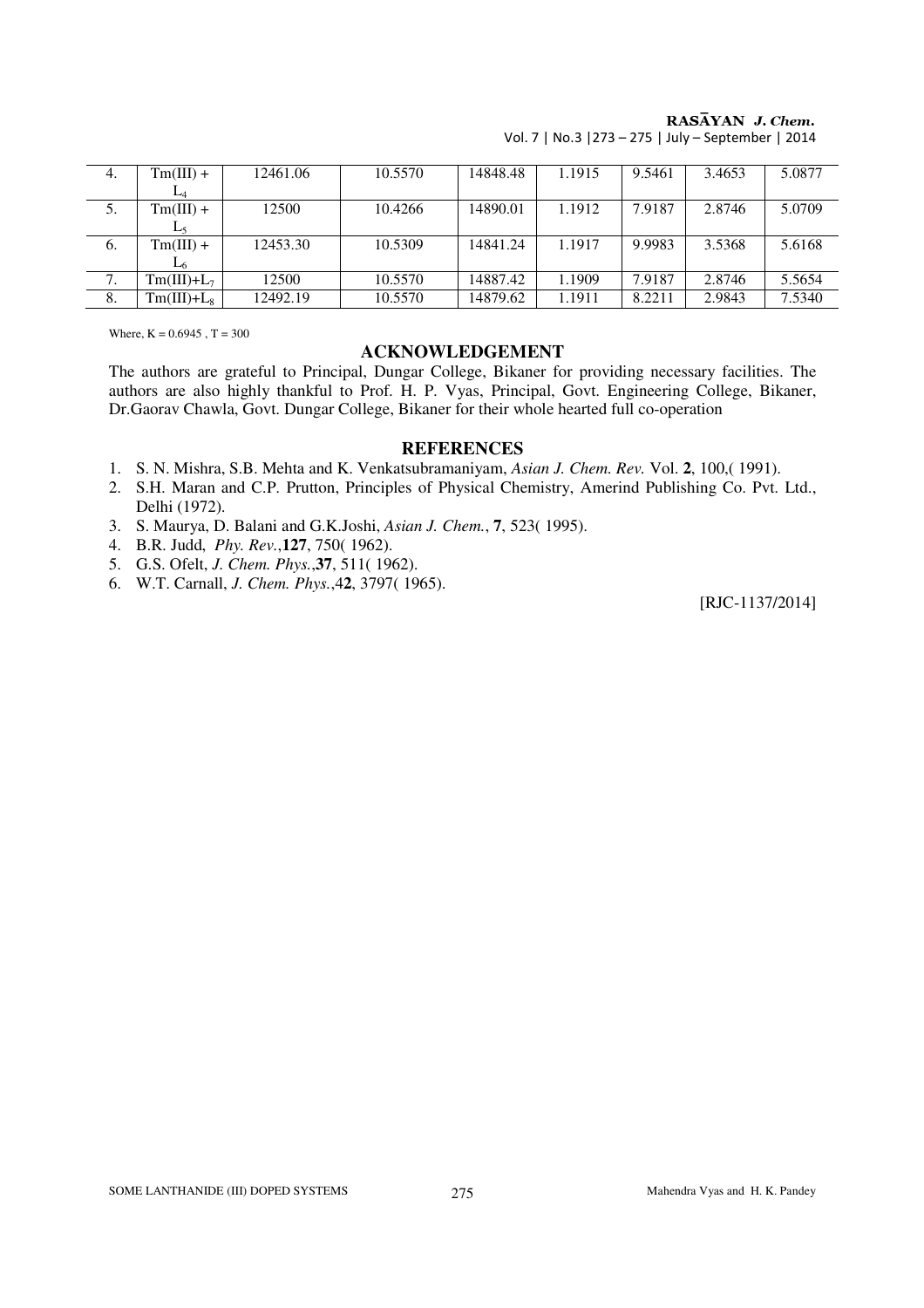| | | | | | | | | |
|---|---|---|---|---|---|---|---|---|
| 4. | Tm(III) + $L_4$ | 12461.06 | 10.5570 | 14848.48 | 1.1915 | 9.5461 | 3.4653 | 5.0877 |
| 5. | Tm(III) + $L_5$ | 12500 | 10.4266 | 14890.01 | 1.1912 | 7.9187 | 2.8746 | 5.0709 |
| 6. | Tm(III) + $L_6$ | 12453.30 | 10.5309 | 14841.24 | 1.1917 | 9.9983 | 3.5368 | 5.6168 |
| 7. | Tm(III)+$L_7$ | 12500 | 10.5570 | 14887.42 | 1.1909 | 7.9187 | 2.8746 | 5.5654 |
| 8. | Tm(III)+$L_8$ | 12492.19 | 10.5570 | 14879.62 | 1.1911 | 8.2211 | 2.9843 | 7.5340 |

Where, K = 0.6945 , T = 300

## ACKNOWLEDGEMENT

The authors are grateful to Principal, Dungar College, Bikaner for providing necessary facilities. The authors are also highly thankful to Prof. H. P. Vyas, Principal, Govt. Engineering College, Bikaner, Dr.Gaorav Chawla, Govt. Dungar College, Bikaner for their whole hearted full co-operation

## REFERENCES

1. S. N. Mishra, S.B. Mehta and K. Venkatsubramaniyam, *Asian J. Chem. Rev.* Vol. **2**, 100,( 1991).
2. S.H. Maran and C.P. Prutton, Principles of Physical Chemistry, Amerind Publishing Co. Pvt. Ltd., Delhi (1972).
3. S. Maurya, D. Balani and G.K.Joshi, *Asian J. Chem.*, **7**, 523( 1995).
4. B.R. Judd, *Phy. Rev.*,**127**, 750( 1962).
5. G.S. Ofelt, *J. Chem. Phys.*,**37**, 511( 1962).
6. W.T. Carnall, *J. Chem. Phys.*,4**2**, 3797( 1965).

[RJC-1137/2014]